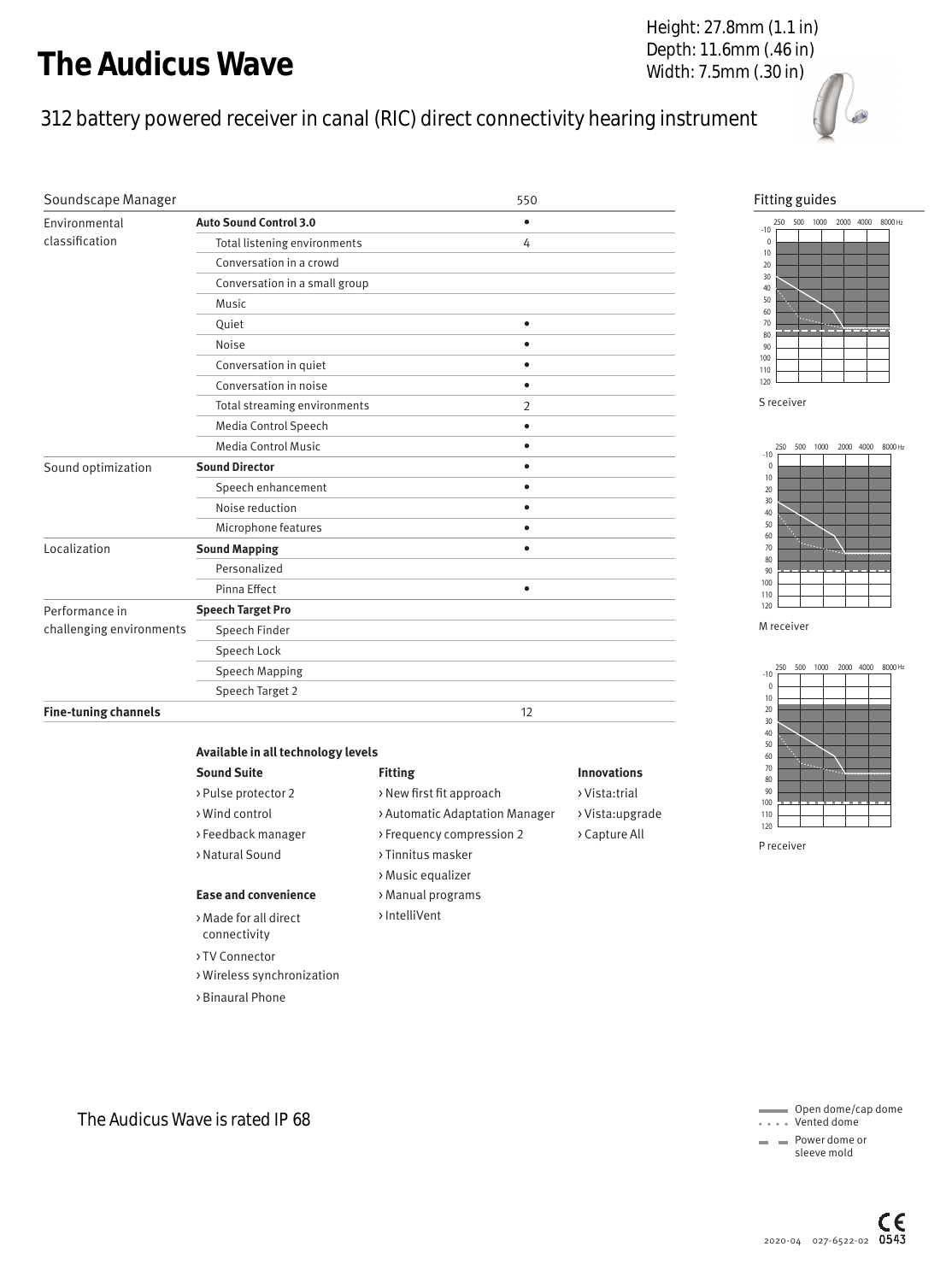# The Audicus Wave

Height: 27.8mm (1.1 in)
Depth: 11.6mm (.46 in)
Width: 7.5mm (.30 in)

## 312 battery powered receiver in canal (RIC) direct connectivity hearing instrument

| Soundscape Manager | | 550 |
|---|---|---|
| Environmental classification | **Auto Sound Control 3.0** | • |
| | Total listening environments | 4 |
| | Conversation in a crowd | |
| | Conversation in a small group | |
| | Music | |
| | Quiet | • |
| | Noise | • |
| | Conversation in quiet | • |
| | Conversation in noise | • |
| | Total streaming environments | 2 |
| | Media Control Speech | • |
| | Media Control Music | • |
| Sound optimization | **Sound Director** | • |
| | Speech enhancement | • |
| | Noise reduction | • |
| | Microphone features | • |
| Localization | **Sound Mapping** | • |
| | Personalized | |
| | Pinna Effect | • |
| Performance in challenging environments | **Speech Target Pro** | |
| | Speech Finder | |
| | Speech Lock | |
| | Speech Mapping | |
| | Speech Target 2 | |
| **Fine-tuning channels** | | 12 |

**Available in all technology levels**

**Sound Suite**
- Pulse protector 2
- Wind control
- Feedback manager
- Natural Sound

**Ease and convenience**
- Made for all direct connectivity
- TV Connector
- Wireless synchronization
- Binaural Phone

**Fitting**
- New first fit approach
- Automatic Adaptation Manager
- Frequency compression 2
- Tinnitus masker
- Music equalizer
- Manual programs
- IntelliVent

**Innovations**
- Vista:trial
- Vista:upgrade
- Capture All

Fitting guides

S receiver

M receiver

P receiver

Open dome/cap dome
Vented dome
Power dome or sleeve mold

The Audicus Wave is rated IP 68

2020-04 027-6522-02 0543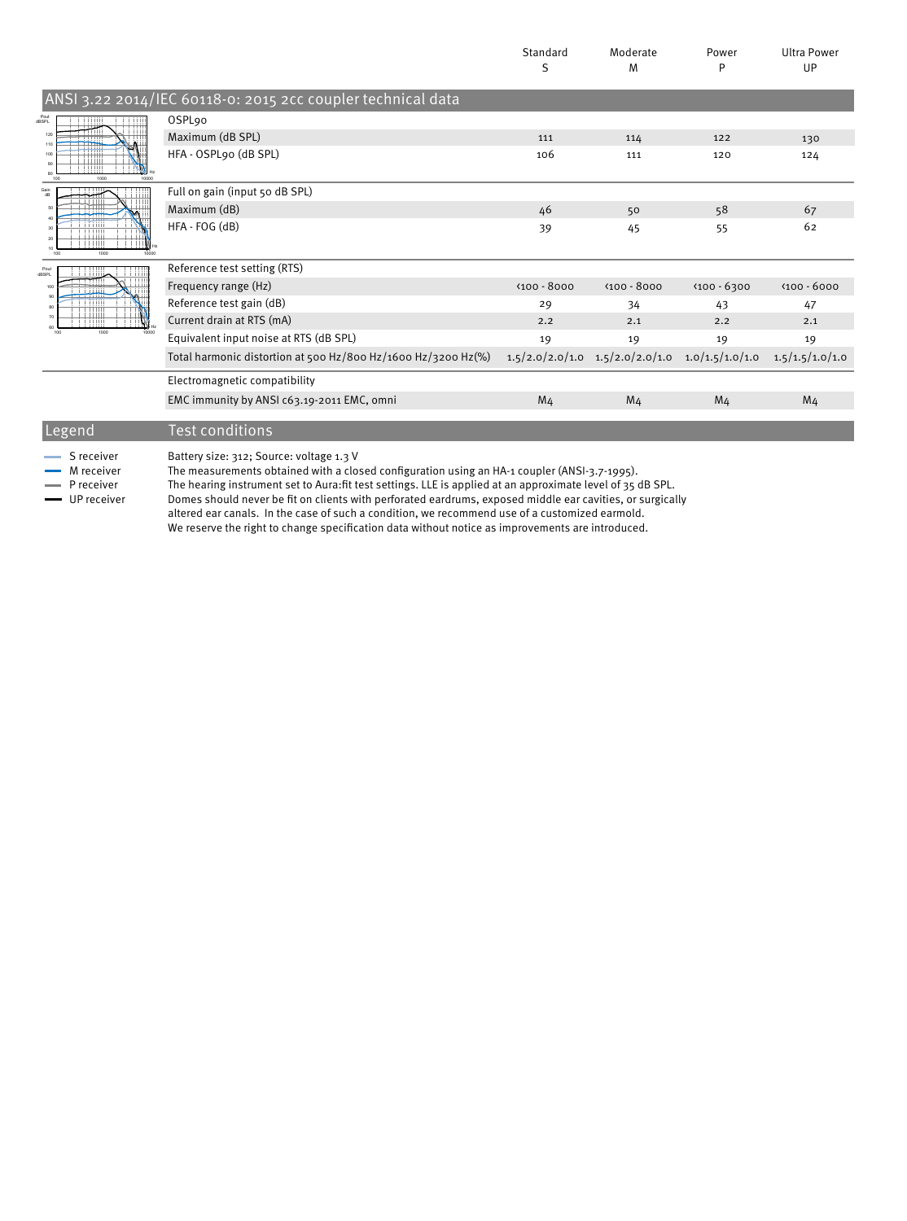## ANSI 3.22 2014/IEC 60118-0: 2015 2cc coupler technical data

| | Standard S | Moderate M | Power P | Ultra Power UP |
|---|---|---|---|---|
| **OSPL90** | | | | |
| Maximum (dB SPL) | 111 | 114 | 122 | 130 |
| HFA - OSPL90 (dB SPL) | 106 | 111 | 120 | 124 |
| **Full on gain (input 50 dB SPL)** | | | | |
| Maximum (dB) | 46 | 50 | 58 | 67 |
| HFA - FOG (dB) | 39 | 45 | 55 | 62 |
| **Reference test setting (RTS)** | | | | |
| Frequency range (Hz) | <100 - 8000 | <100 - 8000 | <100 - 6300 | <100 - 6000 |
| Reference test gain (dB) | 29 | 34 | 43 | 47 |
| Current drain at RTS (mA) | 2.2 | 2.1 | 2.2 | 2.1 |
| Equivalent input noise at RTS (dB SPL) | 19 | 19 | 19 | 19 |
| Total harmonic distortion at 500 Hz/800 Hz/1600 Hz/3200 Hz(%) | 1.5/2.0/2.0/1.0 | 1.5/2.0/2.0/1.0 | 1.0/1.5/1.0/1.0 | 1.5/1.5/1.0/1.0 |
| **Electromagnetic compatibility** | | | | |
| EMC immunity by ANSI c63.19-2011 EMC, omni | M4 | M4 | M4 | M4 |

## Legend

- S receiver
- M receiver
- P receiver
- UP receiver

## Test conditions

Battery size: 312; Source: voltage 1.3 V
The measurements obtained with a closed configuration using an HA-1 coupler (ANSI-3.7-1995).
The hearing instrument set to Aura:fit test settings. LLE is applied at an approximate level of 35 dB SPL.
Domes should never be fit on clients with perforated eardrums, exposed middle ear cavities, or surgically altered ear canals. In the case of such a condition, we recommend use of a customized earmold.
We reserve the right to change specification data without notice as improvements are introduced.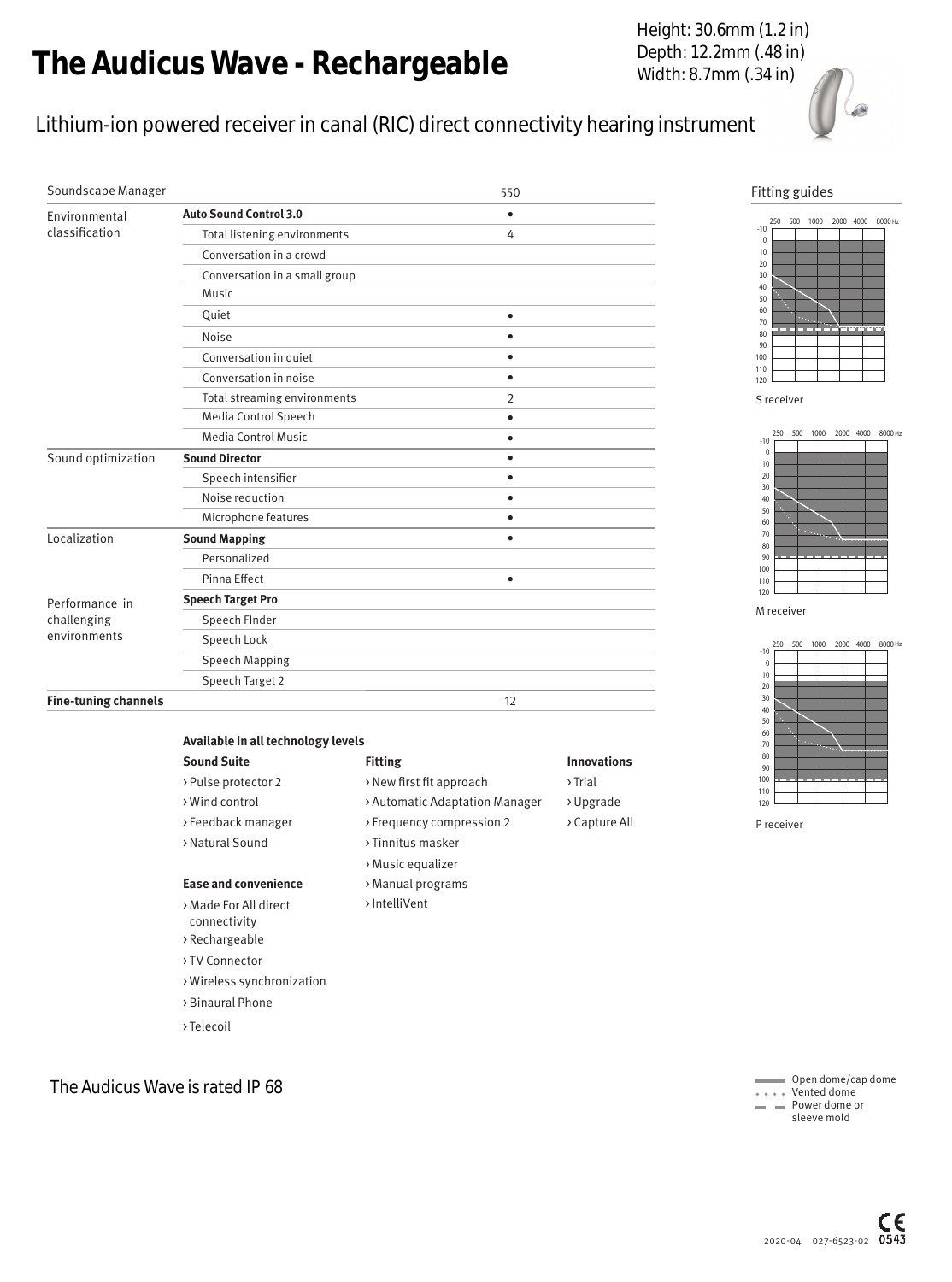# The Audicus Wave - Rechargeable

Height: 30.6mm (1.2 in)
Depth: 12.2mm (.48 in)
Width: 8.7mm (.34 in)

## Lithium-ion powered receiver in canal (RIC) direct connectivity hearing instrument

| Soundscape Manager | | 550 |
|---|---|---|
| Environmental classification | **Auto Sound Control 3.0** | • |
| | Total listening environments | 4 |
| | Conversation in a crowd | |
| | Conversation in a small group | |
| | Music | |
| | Quiet | • |
| | Noise | • |
| | Conversation in quiet | • |
| | Conversation in noise | • |
| | Total streaming environments | 2 |
| | Media Control Speech | • |
| | Media Control Music | • |
| Sound optimization | **Sound Director** | • |
| | Speech intensifier | • |
| | Noise reduction | • |
| | Microphone features | • |
| Localization | **Sound Mapping** | • |
| | Personalized | |
| | Pinna Effect | • |
| Performance in challenging environments | **Speech Target Pro** | |
| | Speech FInder | |
| | Speech Lock | |
| | Speech Mapping | |
| | Speech Target 2 | |
| **Fine-tuning channels** | | 12 |

**Available in all technology levels**

**Sound Suite**
- Pulse protector 2
- Wind control
- Feedback manager
- Natural Sound

**Ease and convenience**
- Made For All direct connectivity
- Rechargeable
- TV Connector
- Wireless synchronization
- Binaural Phone
- Telecoil

**Fitting**
- New first fit approach
- Automatic Adaptation Manager
- Frequency compression 2
- Tinnitus masker
- Music equalizer
- Manual programs
- IntelliVent

**Innovations**
- Trial
- Upgrade
- Capture All

Fitting guides

S receiver

M receiver

P receiver

Open dome/cap dome
Vented dome
Power dome or sleeve mold

The Audicus Wave is rated IP 68

2020-04 027-6523-02 CE 0543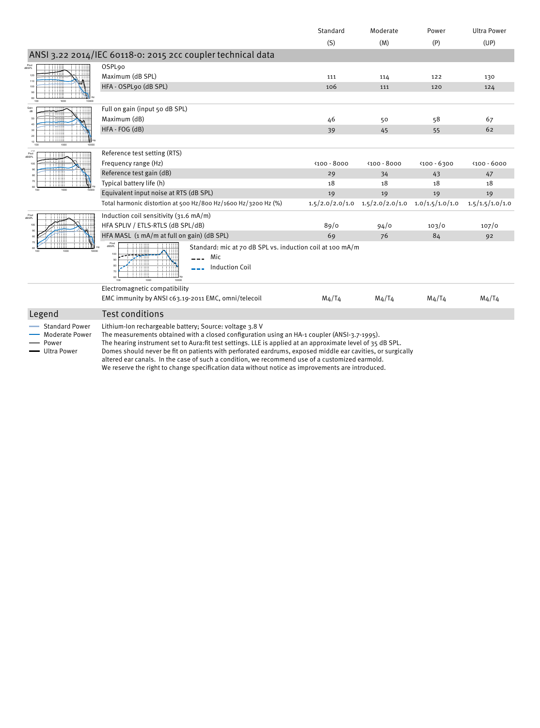| | Standard (S) | Moderate (M) | Power (P) | Ultra Power (UP) |
|---|---|---|---|---|
| **ANSI 3.22 2014/IEC 60118-0: 2015 2cc coupler technical data** | | | | |
| OSPL90 | | | | |
| Maximum (dB SPL) | 111 | 114 | 122 | 130 |
| HFA - OSPL90 (dB SPL) | 106 | 111 | 120 | 124 |
| Full on gain (input 50 dB SPL) | | | | |
| Maximum (dB) | 46 | 50 | 58 | 67 |
| HFA - FOG (dB) | 39 | 45 | 55 | 62 |
| Reference test setting (RTS) | | | | |
| Frequency range (Hz) | <100 - 8000 | <100 - 8000 | <100 - 6300 | <100 - 6000 |
| Reference test gain (dB) | 29 | 34 | 43 | 47 |
| Typical battery life (h) | 18 | 18 | 18 | 18 |
| Equivalent input noise at RTS (dB SPL) | 19 | 19 | 19 | 19 |
| Total harmonic distortion at 500 Hz/800 Hz/1600 Hz/3200 Hz (%) | 1.5/2.0/2.0/1.0 | 1.5/2.0/2.0/1.0 | 1.0/1.5/1.0/1.0 | 1.5/1.5/1.0/1.0 |
| Induction coil sensitivity (31.6 mA/m) | | | | |
| HFA SPLIV / ETLS-RTLS (dB SPL/dB) | 89/0 | 94/0 | 103/0 | 107/0 |
| HFA MASL (1 mA/m at full on gain) (dB SPL) | 69 | 76 | 84 | 92 |
| Electromagnetic compatibility | | | | |
| EMC immunity by ANSI c63.19-2011 EMC, omni/telecoil | M4/T4 | M4/T4 | M4/T4 | M4/T4 |

Pout dBSPL
120
110
100
90
80
100 1000 10000 Hz

Gain dB
50
40
30
20
10
100 1000 10000 Hz

Pout dBSPL
100
90
80
70
60
100 1000 10000 Hz

Pout dBSPL
100
90
80
70
60
100 1000 10000 Hz

Standard: mic at 70 dB SPL vs. induction coil at 100 mA/m

Pout dBSPL
100
90
80
70
60
100 1000 10000 Hz

Mic
Induction Coil

## Legend

- Standard Power
- Moderate Power
- Power
- Ultra Power

## Test conditions

Lithium-Ion rechargeable battery; Source: voltage 3.8 V
The measurements obtained with a closed configuration using an HA-1 coupler (ANSI-3.7-1995).
The hearing instrument set to Aura:fit test settings. LLE is applied at an approximate level of 35 dB SPL.
Domes should never be fit on patients with perforated eardrums, exposed middle ear cavities, or surgically altered ear canals. In the case of such a condition, we recommend use of a customized earmold.
We reserve the right to change specification data without notice as improvements are introduced.